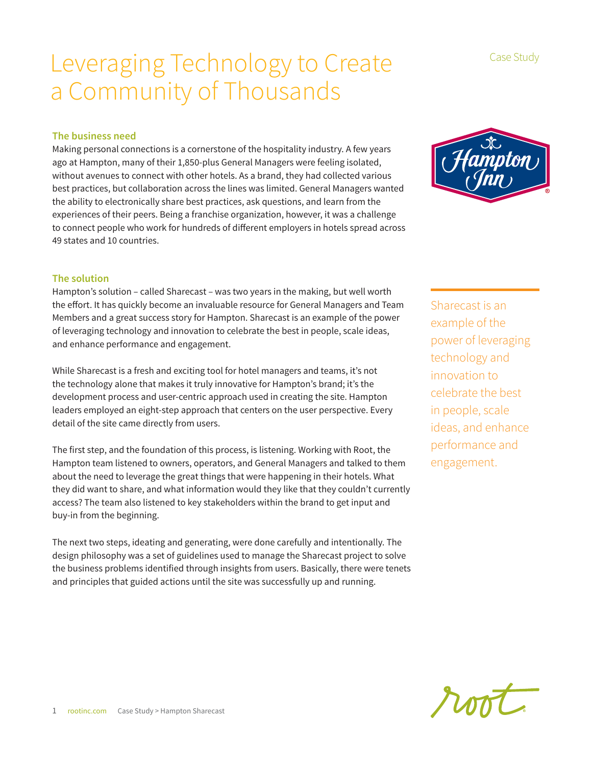Case Study

# Leveraging Technology to Create a Community of Thousands

## The business need

Making personal connections is a cornerstone of the hospitality industry. A few years ago at Hampton, many of their 1,850-plus General Managers were feeling isolated, without avenues to connect with other hotels. As a brand, they had collected various best practices, but collaboration across the lines was limited. General Managers wanted the ability to electronically share best practices, ask questions, and learn from the experiences of their peers. Being a franchise organization, however, it was a challenge to connect people who work for hundreds of different employers in hotels spread across 49 states and 10 countries.

## The solution

Hampton's solution – called Sharecast – was two years in the making, but well worth the effort. It has quickly become an invaluable resource for General Managers and Team Members and a great success story for Hampton. Sharecast is an example of the power of leveraging technology and innovation to celebrate the best in people, scale ideas, and enhance performance and engagement.

> Sharecast is an example of the power of leveraging technology and innovation to celebrate the best in people, scale ideas, and enhance performance and engagement.

While Sharecast is a fresh and exciting tool for hotel managers and teams, it's not the technology alone that makes it truly innovative for Hampton's brand; it's the development process and user-centric approach used in creating the site. Hampton leaders employed an eight-step approach that centers on the user perspective. Every detail of the site came directly from users.

The first step, and the foundation of this process, is listening. Working with Root, the Hampton team listened to owners, operators, and General Managers and talked to them about the need to leverage the great things that were happening in their hotels. What they did want to share, and what information would they like that they couldn't currently access? The team also listened to key stakeholders within the brand to get input and buy-in from the beginning.

The next two steps, ideating and generating, were done carefully and intentionally. The design philosophy was a set of guidelines used to manage the Sharecast project to solve the business problems identified through insights from users. Basically, there were tenets and principles that guided actions until the site was successfully up and running.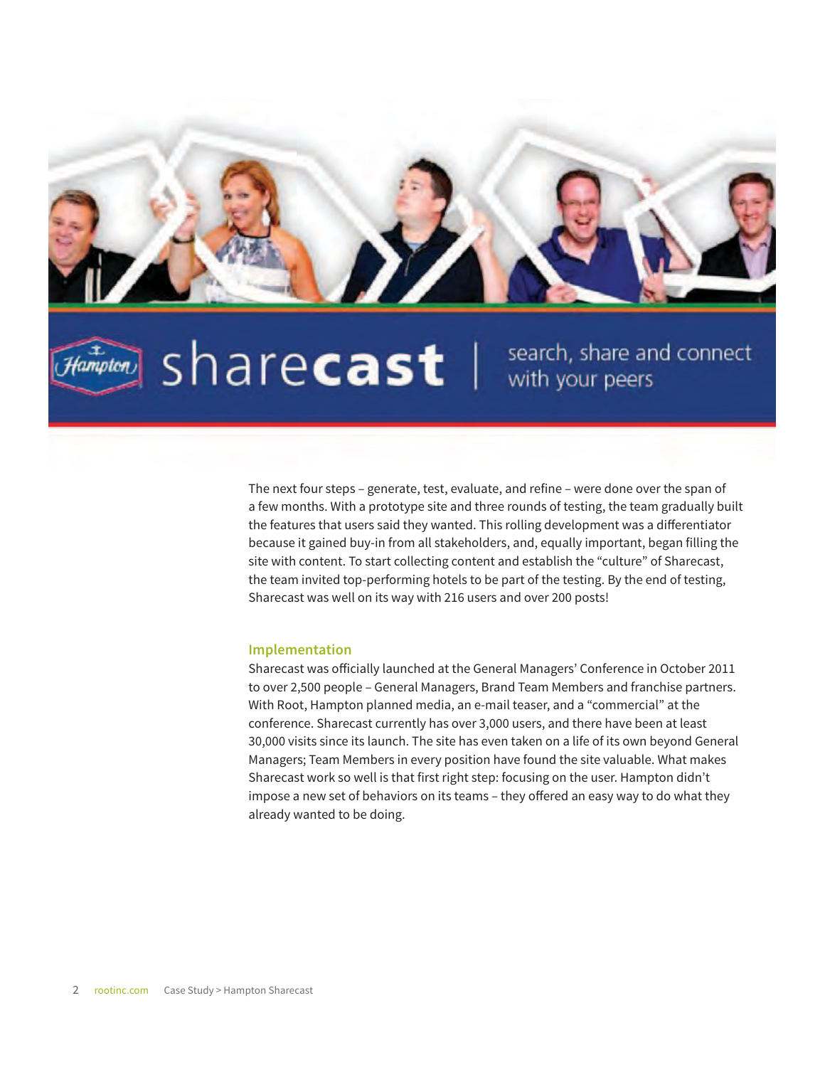The next four steps – generate, test, evaluate, and refine – were done over the span of a few months. With a prototype site and three rounds of testing, the team gradually built the features that users said they wanted. This rolling development was a differentiator because it gained buy-in from all stakeholders, and, equally important, began filling the site with content. To start collecting content and establish the "culture" of Sharecast, the team invited top-performing hotels to be part of the testing. By the end of testing, Sharecast was well on its way with 216 users and over 200 posts!

### Implementation

Sharecast was officially launched at the General Managers' Conference in October 2011 to over 2,500 people – General Managers, Brand Team Members and franchise partners. With Root, Hampton planned media, an e-mail teaser, and a "commercial" at the conference. Sharecast currently has over 3,000 users, and there have been at least 30,000 visits since its launch. The site has even taken on a life of its own beyond General Managers; Team Members in every position have found the site valuable. What makes Sharecast work so well is that first right step: focusing on the user. Hampton didn't impose a new set of behaviors on its teams – they offered an easy way to do what they already wanted to be doing.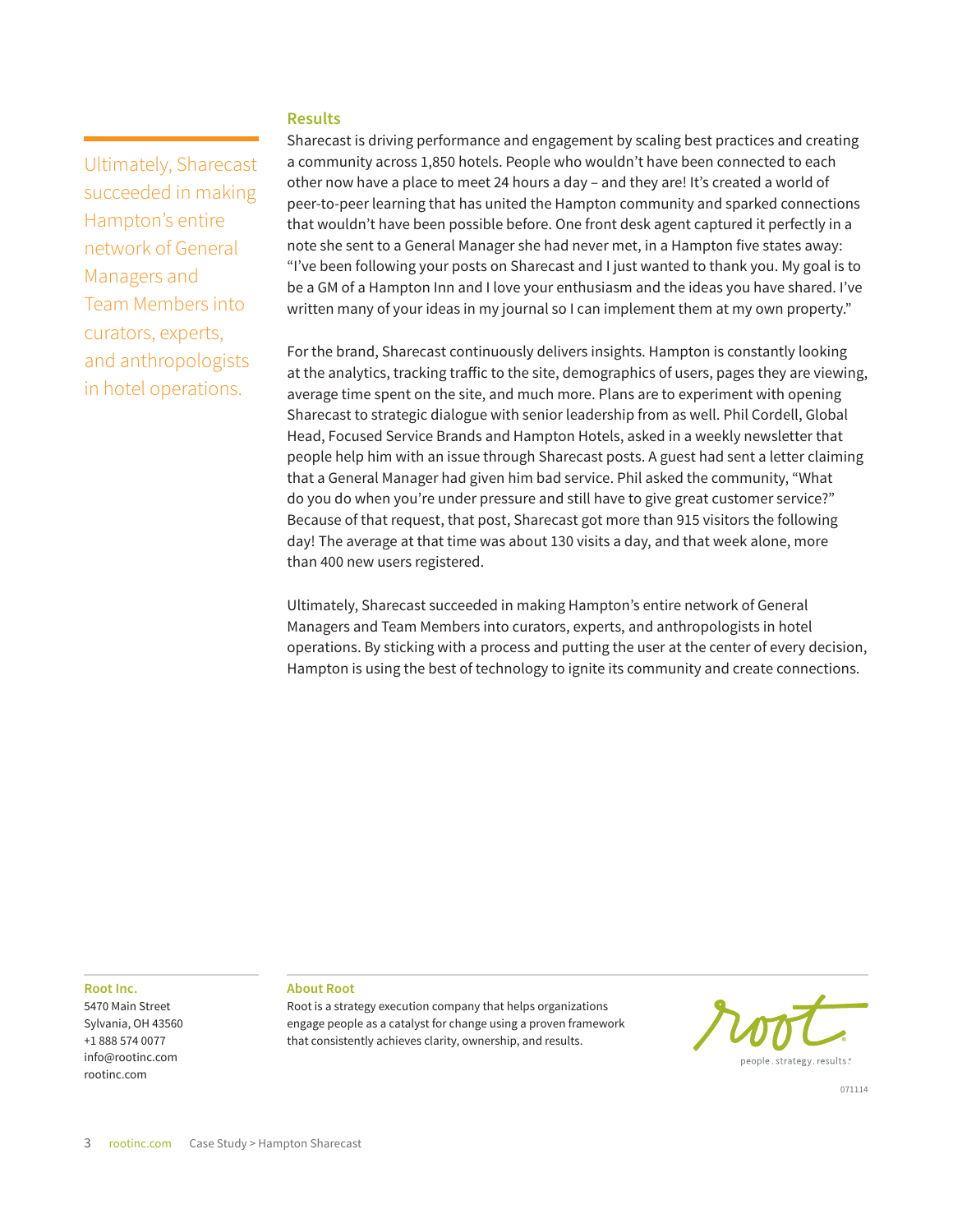> Ultimately, Sharecast succeeded in making Hampton's entire network of General Managers and Team Members into curators, experts, and anthropologists in hotel operations.

## Results

Sharecast is driving performance and engagement by scaling best practices and creating a community across 1,850 hotels. People who wouldn't have been connected to each other now have a place to meet 24 hours a day – and they are! It's created a world of peer-to-peer learning that has united the Hampton community and sparked connections that wouldn't have been possible before. One front desk agent captured it perfectly in a note she sent to a General Manager she had never met, in a Hampton five states away: "I've been following your posts on Sharecast and I just wanted to thank you. My goal is to be a GM of a Hampton Inn and I love your enthusiasm and the ideas you have shared. I've written many of your ideas in my journal so I can implement them at my own property."

For the brand, Sharecast continuously delivers insights. Hampton is constantly looking at the analytics, tracking traffic to the site, demographics of users, pages they are viewing, average time spent on the site, and much more. Plans are to experiment with opening Sharecast to strategic dialogue with senior leadership from as well. Phil Cordell, Global Head, Focused Service Brands and Hampton Hotels, asked in a weekly newsletter that people help him with an issue through Sharecast posts. A guest had sent a letter claiming that a General Manager had given him bad service. Phil asked the community, "What do you do when you're under pressure and still have to give great customer service?" Because of that request, that post, Sharecast got more than 915 visitors the following day! The average at that time was about 130 visits a day, and that week alone, more than 400 new users registered.

Ultimately, Sharecast succeeded in making Hampton's entire network of General Managers and Team Members into curators, experts, and anthropologists in hotel operations. By sticking with a process and putting the user at the center of every decision, Hampton is using the best of technology to ignite its community and create connections.

**Root Inc.**
5470 Main Street
Sylvania, OH 43560
+1 888 574 0077
info@rootinc.com
rootinc.com

**About Root**
Root is a strategy execution company that helps organizations engage people as a catalyst for change using a proven framework that consistently achieves clarity, ownership, and results.

root®
people . strategy . results.®

071114